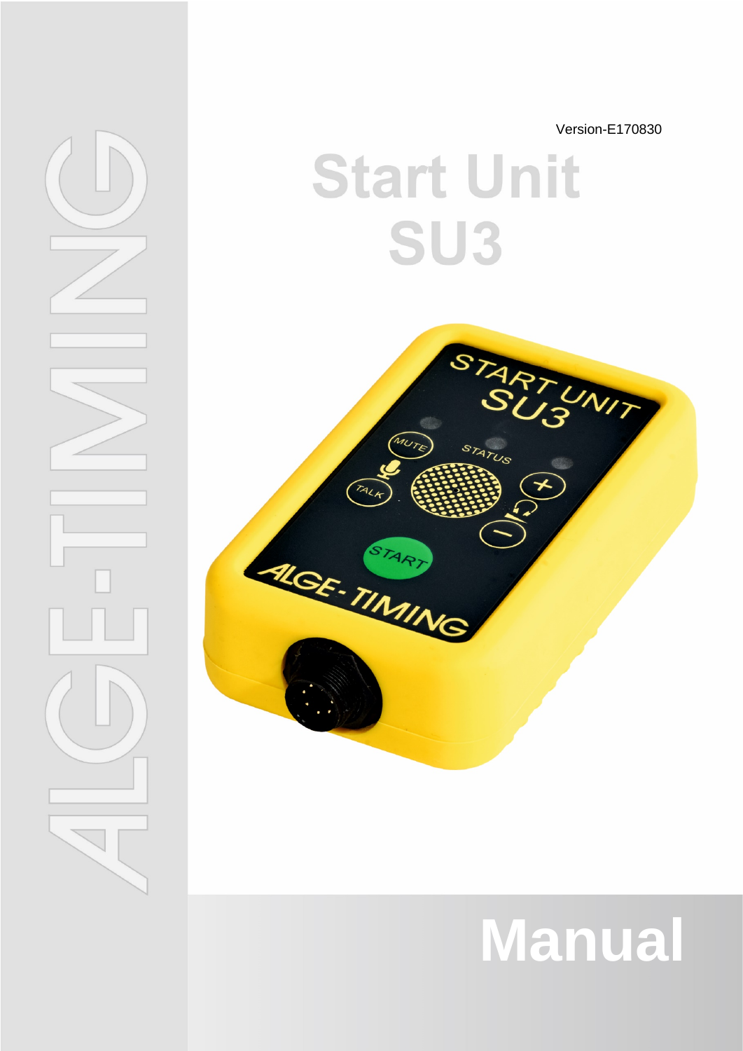Version-E170830

# Start Unit SU3

# Manual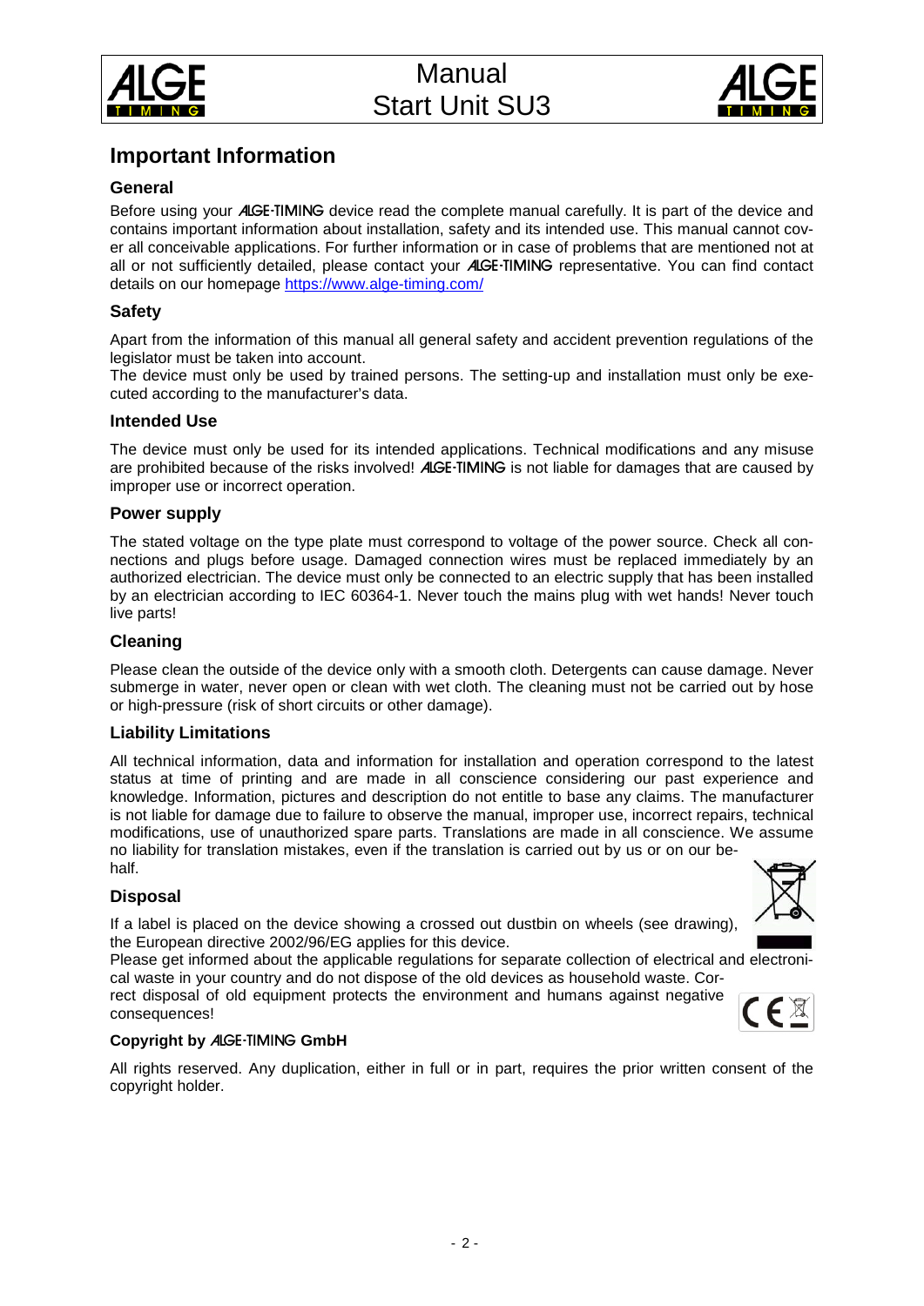# Important Information

### General

Before using your ALGE-TIMING device read the complete manual carefully. It is part of the device and contains important information about installation, safety and its intended use. This manual cannot cover all conceivable applications. For further information or in case of problems that are mentioned not at all or not sufficiently detailed, please contact your ALGE-TIMING representative. You can find contact details on our homepage https://www.alge-timing.com/

### Safety

Apart from the information of this manual all general safety and accident prevention regulations of the legislator must be taken into account.
The device must only be used by trained persons. The setting-up and installation must only be executed according to the manufacturer's data.

### Intended Use

The device must only be used for its intended applications. Technical modifications and any misuse are prohibited because of the risks involved! ALGE-TIMING is not liable for damages that are caused by improper use or incorrect operation.

### Power supply

The stated voltage on the type plate must correspond to voltage of the power source. Check all connections and plugs before usage. Damaged connection wires must be replaced immediately by an authorized electrician. The device must only be connected to an electric supply that has been installed by an electrician according to IEC 60364-1. Never touch the mains plug with wet hands! Never touch live parts!

### Cleaning

Please clean the outside of the device only with a smooth cloth. Detergents can cause damage. Never submerge in water, never open or clean with wet cloth. The cleaning must not be carried out by hose or high-pressure (risk of short circuits or other damage).

### Liability Limitations

All technical information, data and information for installation and operation correspond to the latest status at time of printing and are made in all conscience considering our past experience and knowledge. Information, pictures and description do not entitle to base any claims. The manufacturer is not liable for damage due to failure to observe the manual, improper use, incorrect repairs, technical modifications, use of unauthorized spare parts. Translations are made in all conscience. We assume no liability for translation mistakes, even if the translation is carried out by us or on our behalf.

### Disposal

If a label is placed on the device showing a crossed out dustbin on wheels (see drawing), the European directive 2002/96/EG applies for this device.
Please get informed about the applicable regulations for separate collection of electrical and electronical waste in your country and do not dispose of the old devices as household waste. Correct disposal of old equipment protects the environment and humans against negative consequences!

#### Copyright by ALGE-TIMING GmbH

All rights reserved. Any duplication, either in full or in part, requires the prior written consent of the copyright holder.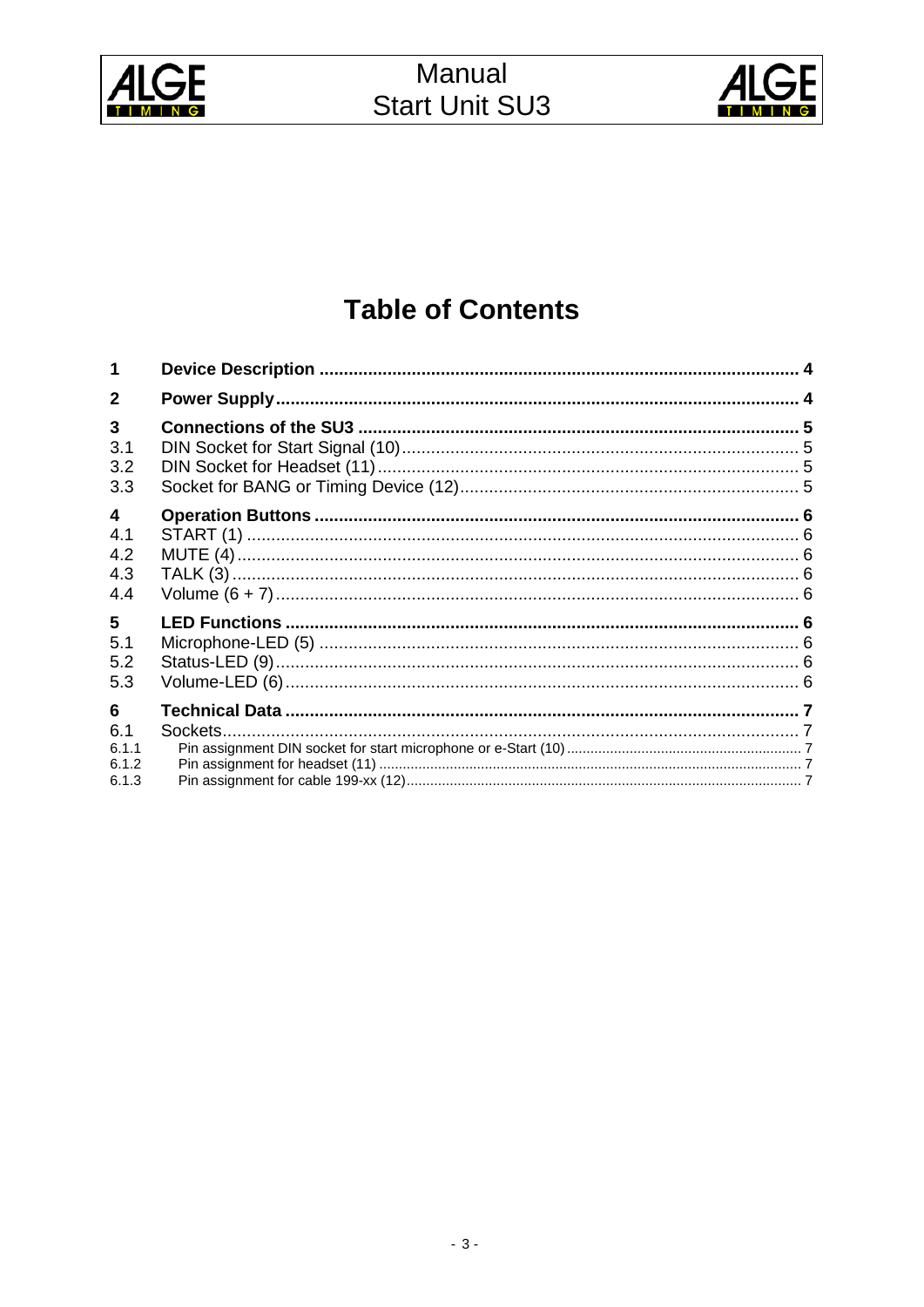# Table of Contents

| | | |
|---|---|---|
| **1** | **Device Description** | **4** |
| **2** | **Power Supply** | **4** |
| **3** | **Connections of the SU3** | **5** |
| 3.1 | DIN Socket for Start Signal (10) | 5 |
| 3.2 | DIN Socket for Headset (11) | 5 |
| 3.3 | Socket for BANG or Timing Device (12) | 5 |
| **4** | **Operation Buttons** | **6** |
| 4.1 | START (1) | 6 |
| 4.2 | MUTE (4) | 6 |
| 4.3 | TALK (3) | 6 |
| 4.4 | Volume (6 + 7) | 6 |
| **5** | **LED Functions** | **6** |
| 5.1 | Microphone-LED (5) | 6 |
| 5.2 | Status-LED (9) | 6 |
| 5.3 | Volume-LED (6) | 6 |
| **6** | **Technical Data** | **7** |
| 6.1 | Sockets | 7 |
| 6.1.1 | Pin assignment DIN socket for start microphone or e-Start (10) | 7 |
| 6.1.2 | Pin assignment for headset (11) | 7 |
| 6.1.3 | Pin assignment for cable 199-xx (12) | 7 |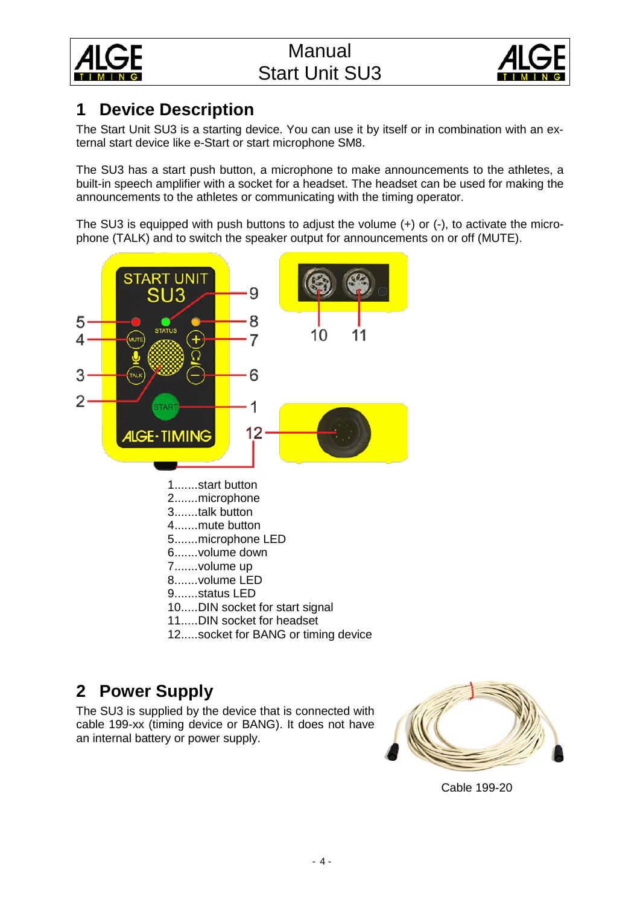# 1 Device Description

The Start Unit SU3 is a starting device. You can use it by itself or in combination with an external start device like e-Start or start microphone SM8.

The SU3 has a start push button, a microphone to make announcements to the athletes, a built-in speech amplifier with a socket for a headset. The headset can be used for making the announcements to the athletes or communicating with the timing operator.

The SU3 is equipped with push buttons to adjust the volume (+) or (-), to activate the microphone (TALK) and to switch the speaker output for announcements on or off (MUTE).

1.......start button
2.......microphone
3.......talk button
4.......mute button
5.......microphone LED
6.......volume down
7.......volume up
8.......volume LED
9.......status LED
10.....DIN socket for start signal
11.....DIN socket for headset
12.....socket for BANG or timing device

# 2 Power Supply

The SU3 is supplied by the device that is connected with cable 199-xx (timing device or BANG). It does not have an internal battery or power supply.

Cable 199-20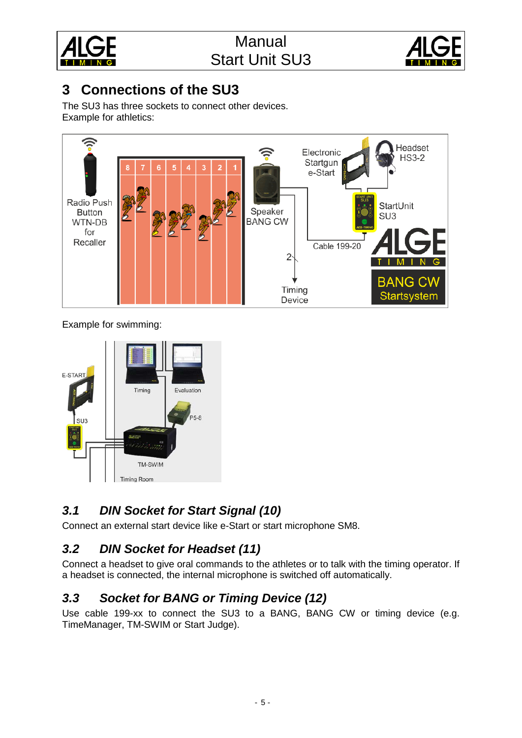# 3 Connections of the SU3

The SU3 has three sockets to connect other devices.
Example for athletics:

Example for swimming:

## *3.1 DIN Socket for Start Signal (10)*

Connect an external start device like e-Start or start microphone SM8.

## *3.2 DIN Socket for Headset (11)*

Connect a headset to give oral commands to the athletes or to talk with the timing operator. If a headset is connected, the internal microphone is switched off automatically.

## *3.3 Socket for BANG or Timing Device (12)*

Use cable 199-xx to connect the SU3 to a BANG, BANG CW or timing device (e.g. TimeManager, TM-SWIM or Start Judge).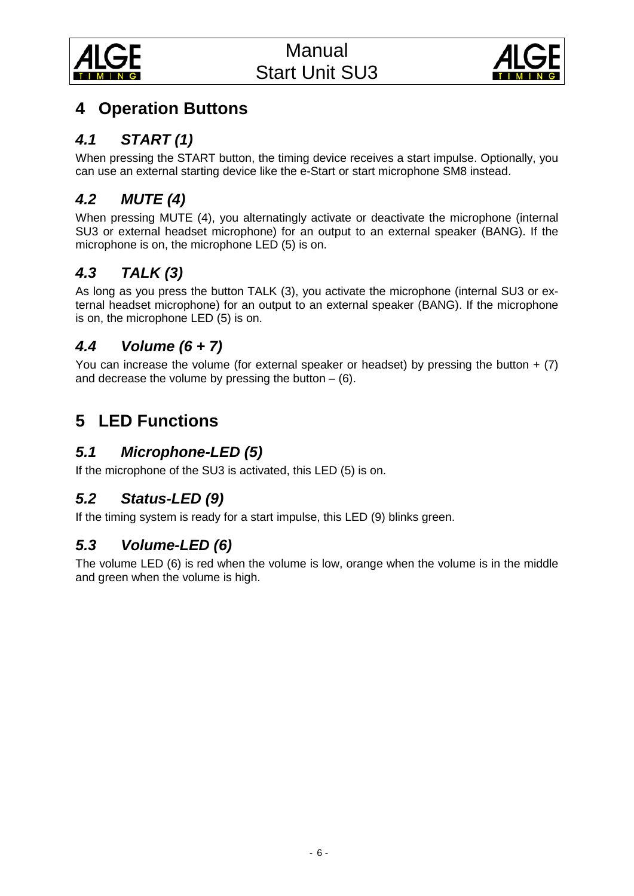# 4 Operation Buttons

## *4.1 START (1)*

When pressing the START button, the timing device receives a start impulse. Optionally, you can use an external starting device like the e-Start or start microphone SM8 instead.

## *4.2 MUTE (4)*

When pressing MUTE (4), you alternatingly activate or deactivate the microphone (internal SU3 or external headset microphone) for an output to an external speaker (BANG). If the microphone is on, the microphone LED (5) is on.

## *4.3 TALK (3)*

As long as you press the button TALK (3), you activate the microphone (internal SU3 or external headset microphone) for an output to an external speaker (BANG). If the microphone is on, the microphone LED (5) is on.

## *4.4 Volume (6 + 7)*

You can increase the volume (for external speaker or headset) by pressing the button + (7) and decrease the volume by pressing the button – (6).

# 5 LED Functions

## *5.1 Microphone-LED (5)*

If the microphone of the SU3 is activated, this LED (5) is on.

## *5.2 Status-LED (9)*

If the timing system is ready for a start impulse, this LED (9) blinks green.

## *5.3 Volume-LED (6)*

The volume LED (6) is red when the volume is low, orange when the volume is in the middle and green when the volume is high.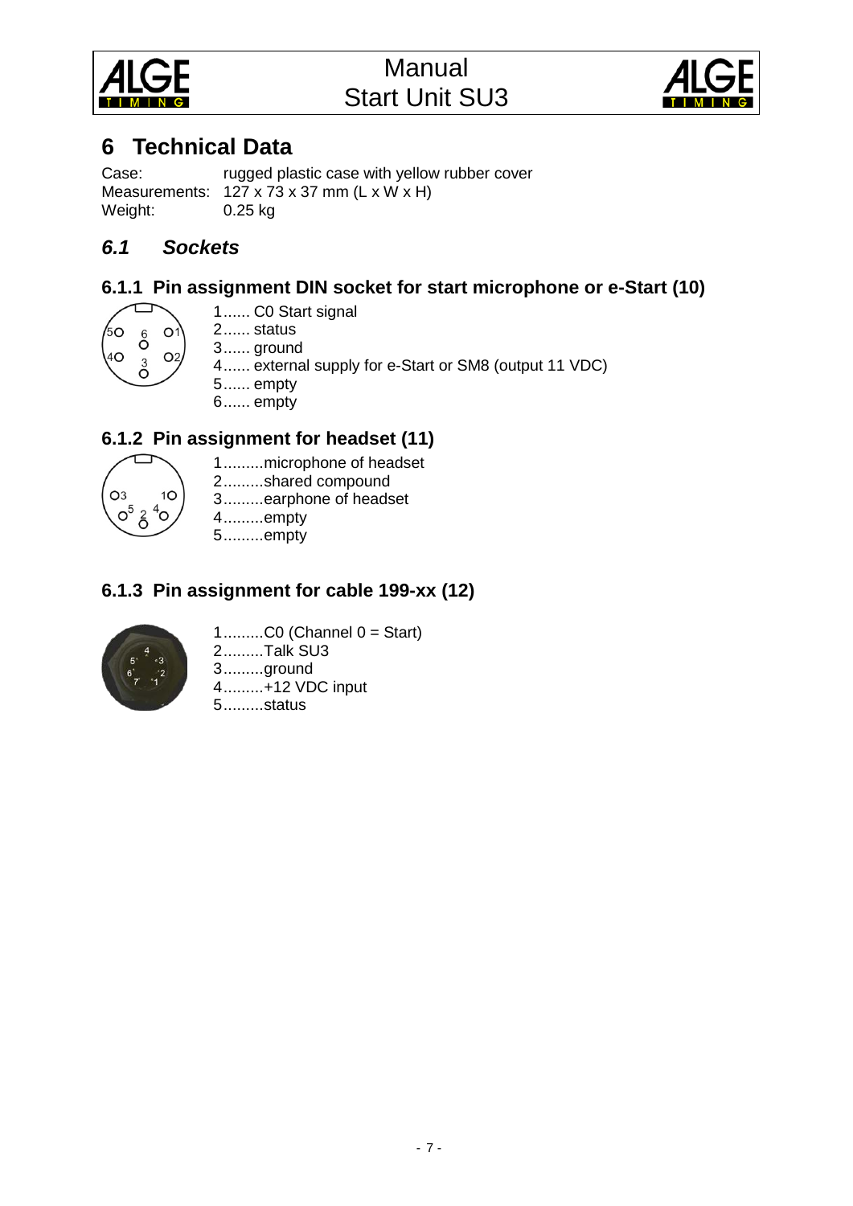# 6 Technical Data

Case: rugged plastic case with yellow rubber cover
Measurements: 127 x 73 x 37 mm (L x W x H)
Weight: 0.25 kg

## *6.1 Sockets*

### 6.1.1 Pin assignment DIN socket for start microphone or e-Start (10)

1...... C0 Start signal
2...... status
3...... ground
4...... external supply for e-Start or SM8 (output 11 VDC)
5...... empty
6...... empty

### 6.1.2 Pin assignment for headset (11)

1.........microphone of headset
2.........shared compound
3.........earphone of headset
4.........empty
5.........empty

### 6.1.3 Pin assignment for cable 199-xx (12)

1.........C0 (Channel 0 = Start)
2.........Talk SU3
3.........ground
4.........+12 VDC input
5.........status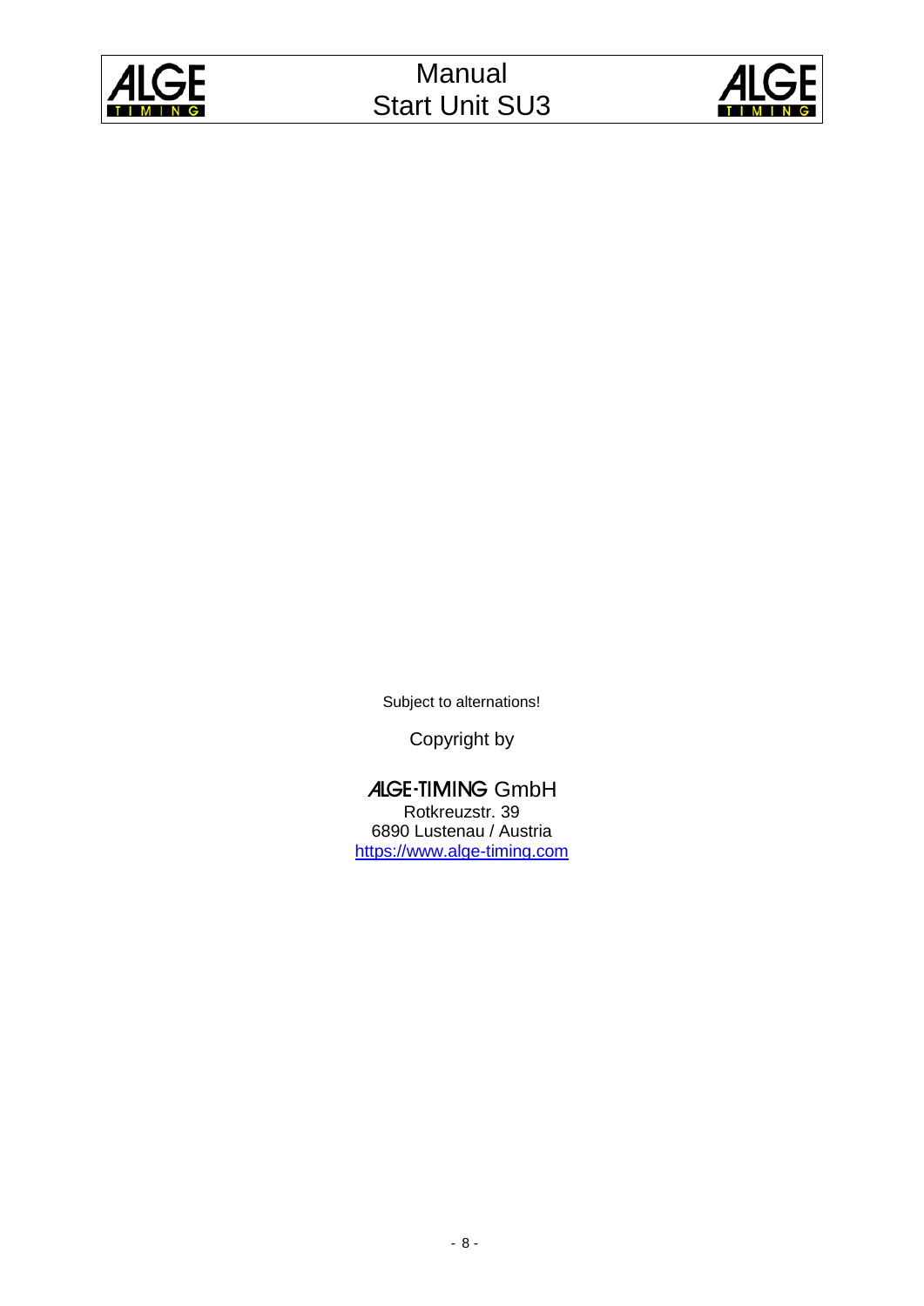Subject to alternations!

Copyright by

**ALGE-TIMING** GmbH
Rotkreuzstr. 39
6890 Lustenau / Austria
https://www.alge-timing.com